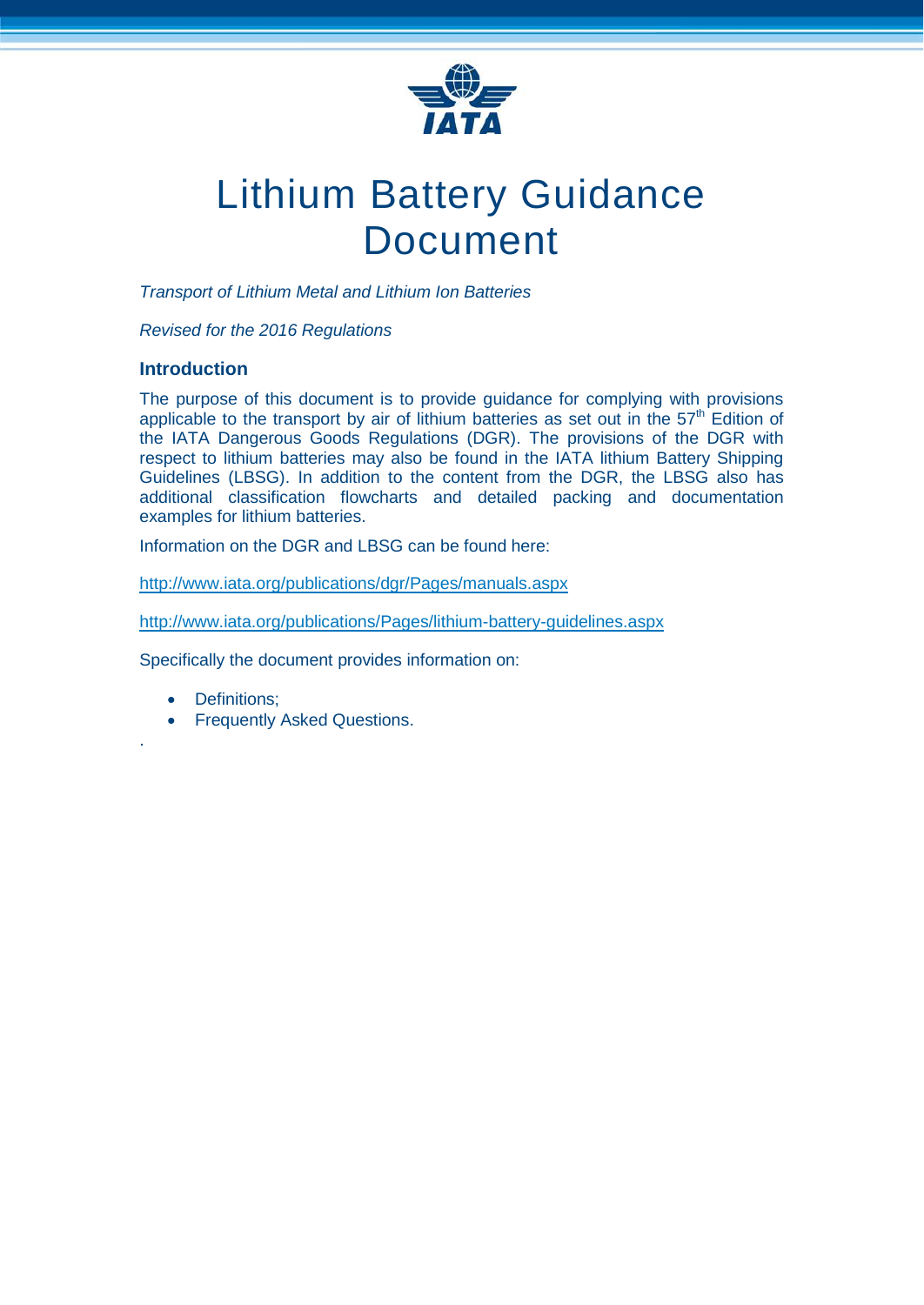# Lithium Battery Guidance Document

*Transport of Lithium Metal and Lithium Ion Batteries*

*Revised for the 2016 Regulations*

## Introduction

The purpose of this document is to provide guidance for complying with provisions applicable to the transport by air of lithium batteries as set out in the 57th Edition of the IATA Dangerous Goods Regulations (DGR). The provisions of the DGR with respect to lithium batteries may also be found in the IATA lithium Battery Shipping Guidelines (LBSG). In addition to the content from the DGR, the LBSG also has additional classification flowcharts and detailed packing and documentation examples for lithium batteries.

Information on the DGR and LBSG can be found here:

http://www.iata.org/publications/dgr/Pages/manuals.aspx

http://www.iata.org/publications/Pages/lithium-battery-guidelines.aspx

Specifically the document provides information on:

- Definitions;
- Frequently Asked Questions.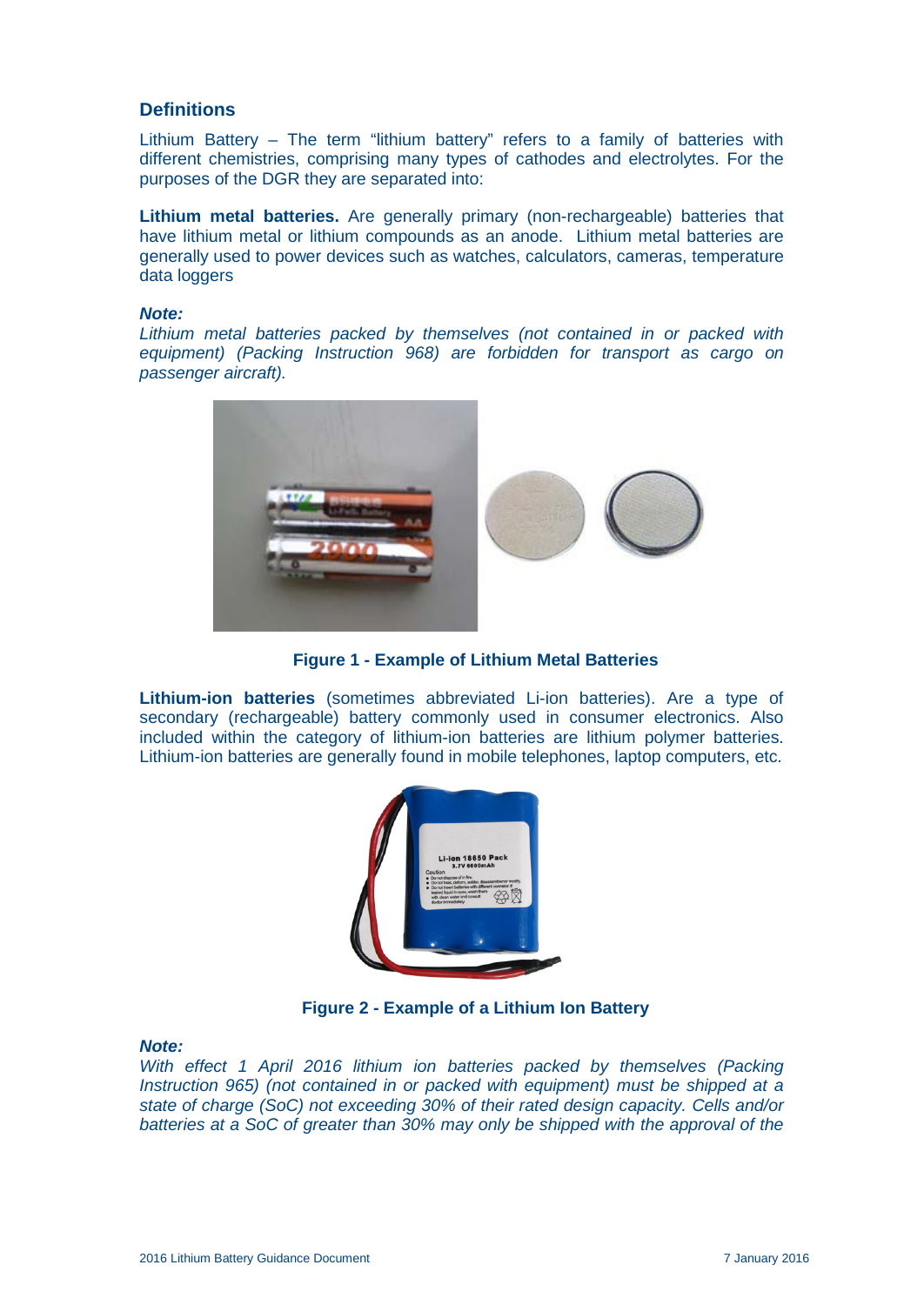## Definitions

Lithium Battery – The term "lithium battery" refers to a family of batteries with different chemistries, comprising many types of cathodes and electrolytes. For the purposes of the DGR they are separated into:

**Lithium metal batteries.** Are generally primary (non-rechargeable) batteries that have lithium metal or lithium compounds as an anode. Lithium metal batteries are generally used to power devices such as watches, calculators, cameras, temperature data loggers

***Note:***
*Lithium metal batteries packed by themselves (not contained in or packed with equipment) (Packing Instruction 968) are forbidden for transport as cargo on passenger aircraft).*

**Figure 1 - Example of Lithium Metal Batteries**

**Lithium-ion batteries** (sometimes abbreviated Li-ion batteries). Are a type of secondary (rechargeable) battery commonly used in consumer electronics. Also included within the category of lithium-ion batteries are lithium polymer batteries. Lithium-ion batteries are generally found in mobile telephones, laptop computers, etc.

**Figure 2 - Example of a Lithium Ion Battery**

***Note:***
*With effect 1 April 2016 lithium ion batteries packed by themselves (Packing Instruction 965) (not contained in or packed with equipment) must be shipped at a state of charge (SoC) not exceeding 30% of their rated design capacity. Cells and/or batteries at a SoC of greater than 30% may only be shipped with the approval of the*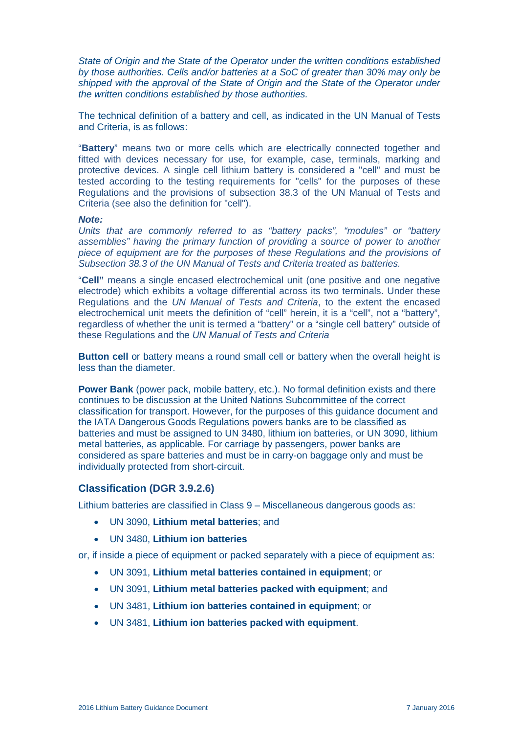*State of Origin and the State of the Operator under the written conditions established by those authorities. Cells and/or batteries at a SoC of greater than 30% may only be shipped with the approval of the State of Origin and the State of the Operator under the written conditions established by those authorities.*

The technical definition of a battery and cell, as indicated in the UN Manual of Tests and Criteria, is as follows:

"**Battery**" means two or more cells which are electrically connected together and fitted with devices necessary for use, for example, case, terminals, marking and protective devices. A single cell lithium battery is considered a "cell" and must be tested according to the testing requirements for "cells" for the purposes of these Regulations and the provisions of subsection 38.3 of the UN Manual of Tests and Criteria (see also the definition for "cell").

***Note:***
*Units that are commonly referred to as "battery packs", "modules" or "battery assemblies" having the primary function of providing a source of power to another piece of equipment are for the purposes of these Regulations and the provisions of Subsection 38.3 of the UN Manual of Tests and Criteria treated as batteries.*

"**Cell"** means a single encased electrochemical unit (one positive and one negative electrode) which exhibits a voltage differential across its two terminals. Under these Regulations and the *UN Manual of Tests and Criteria*, to the extent the encased electrochemical unit meets the definition of "cell" herein, it is a "cell", not a "battery", regardless of whether the unit is termed a "battery" or a "single cell battery" outside of these Regulations and the *UN Manual of Tests and Criteria*

**Button cell** or battery means a round small cell or battery when the overall height is less than the diameter.

**Power Bank** (power pack, mobile battery, etc.). No formal definition exists and there continues to be discussion at the United Nations Subcommittee of the correct classification for transport. However, for the purposes of this guidance document and the IATA Dangerous Goods Regulations powers banks are to be classified as batteries and must be assigned to UN 3480, lithium ion batteries, or UN 3090, lithium metal batteries, as applicable. For carriage by passengers, power banks are considered as spare batteries and must be in carry-on baggage only and must be individually protected from short-circuit.

## Classification (DGR 3.9.2.6)

Lithium batteries are classified in Class 9 – Miscellaneous dangerous goods as:

- UN 3090, **Lithium metal batteries**; and
- UN 3480, **Lithium ion batteries**

or, if inside a piece of equipment or packed separately with a piece of equipment as:

- UN 3091, **Lithium metal batteries contained in equipment**; or
- UN 3091, **Lithium metal batteries packed with equipment**; and
- UN 3481, **Lithium ion batteries contained in equipment**; or
- UN 3481, **Lithium ion batteries packed with equipment**.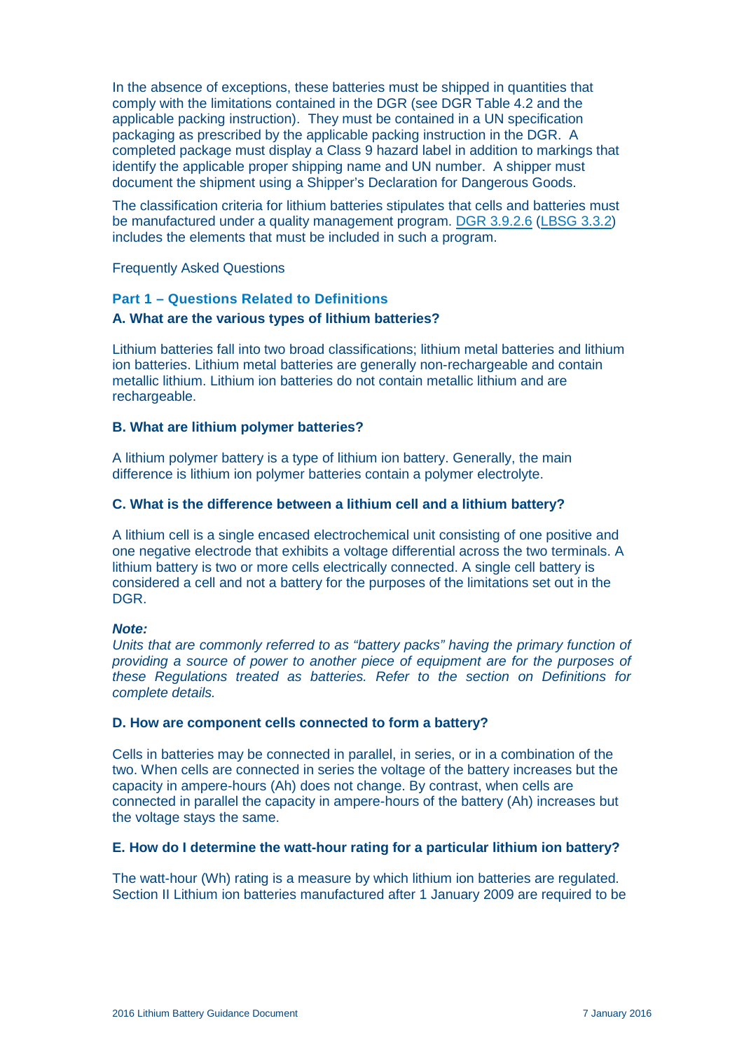In the absence of exceptions, these batteries must be shipped in quantities that comply with the limitations contained in the DGR (see DGR Table 4.2 and the applicable packing instruction). They must be contained in a UN specification packaging as prescribed by the applicable packing instruction in the DGR. A completed package must display a Class 9 hazard label in addition to markings that identify the applicable proper shipping name and UN number. A shipper must document the shipment using a Shipper's Declaration for Dangerous Goods.

The classification criteria for lithium batteries stipulates that cells and batteries must be manufactured under a quality management program. DGR 3.9.2.6 (LBSG 3.3.2) includes the elements that must be included in such a program.

Frequently Asked Questions

## Part 1 – Questions Related to Definitions

### A. What are the various types of lithium batteries?

Lithium batteries fall into two broad classifications; lithium metal batteries and lithium ion batteries. Lithium metal batteries are generally non-rechargeable and contain metallic lithium. Lithium ion batteries do not contain metallic lithium and are rechargeable.

### B. What are lithium polymer batteries?

A lithium polymer battery is a type of lithium ion battery. Generally, the main difference is lithium ion polymer batteries contain a polymer electrolyte.

### C. What is the difference between a lithium cell and a lithium battery?

A lithium cell is a single encased electrochemical unit consisting of one positive and one negative electrode that exhibits a voltage differential across the two terminals. A lithium battery is two or more cells electrically connected. A single cell battery is considered a cell and not a battery for the purposes of the limitations set out in the DGR.

***Note:***
*Units that are commonly referred to as "battery packs" having the primary function of providing a source of power to another piece of equipment are for the purposes of these Regulations treated as batteries. Refer to the section on Definitions for complete details.*

### D. How are component cells connected to form a battery?

Cells in batteries may be connected in parallel, in series, or in a combination of the two. When cells are connected in series the voltage of the battery increases but the capacity in ampere-hours (Ah) does not change. By contrast, when cells are connected in parallel the capacity in ampere-hours of the battery (Ah) increases but the voltage stays the same.

### E. How do I determine the watt-hour rating for a particular lithium ion battery?

The watt-hour (Wh) rating is a measure by which lithium ion batteries are regulated. Section II Lithium ion batteries manufactured after 1 January 2009 are required to be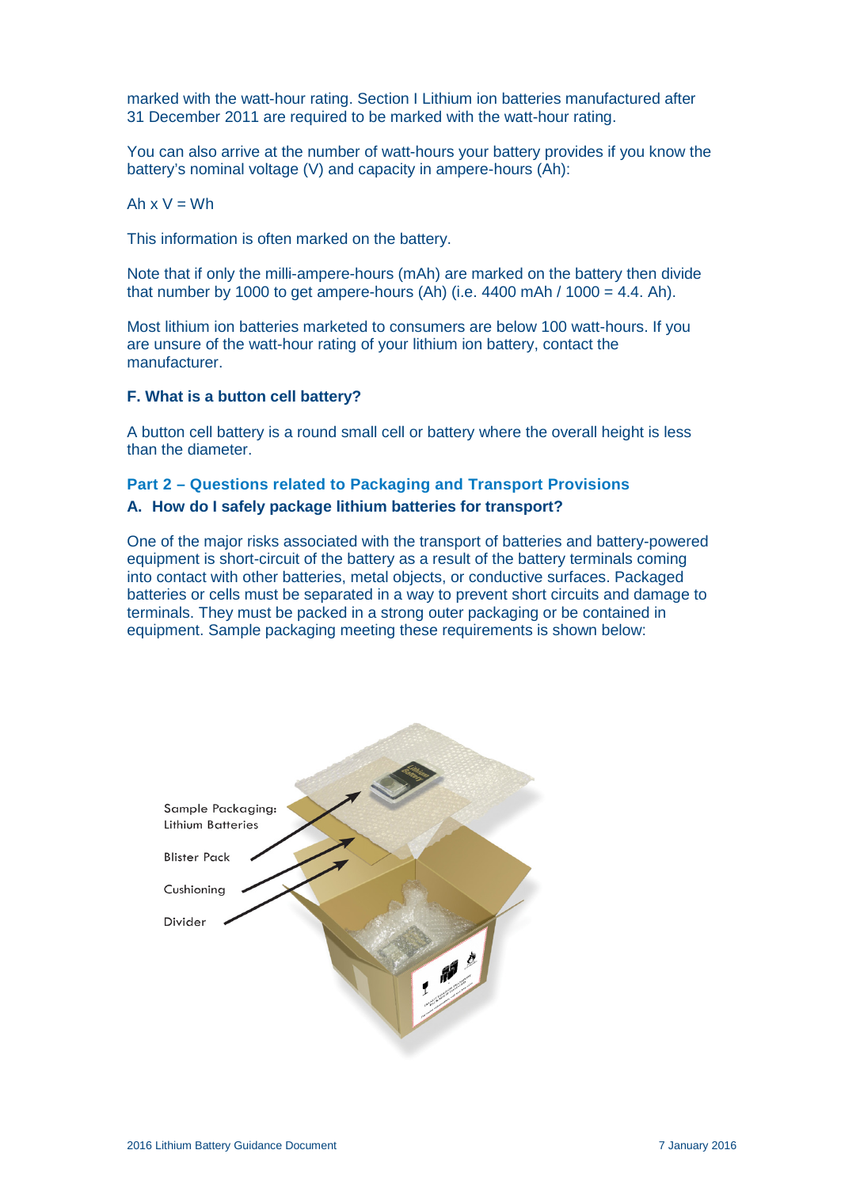marked with the watt-hour rating. Section I Lithium ion batteries manufactured after 31 December 2011 are required to be marked with the watt-hour rating.

You can also arrive at the number of watt-hours your battery provides if you know the battery's nominal voltage (V) and capacity in ampere-hours (Ah):

Ah x V = Wh

This information is often marked on the battery.

Note that if only the milli-ampere-hours (mAh) are marked on the battery then divide that number by 1000 to get ampere-hours (Ah) (i.e. 4400 mAh / 1000 = 4.4. Ah).

Most lithium ion batteries marketed to consumers are below 100 watt-hours. If you are unsure of the watt-hour rating of your lithium ion battery, contact the manufacturer.

### F. What is a button cell battery?

A button cell battery is a round small cell or battery where the overall height is less than the diameter.

## Part 2 – Questions related to Packaging and Transport Provisions

### A. How do I safely package lithium batteries for transport?

One of the major risks associated with the transport of batteries and battery-powered equipment is short-circuit of the battery as a result of the battery terminals coming into contact with other batteries, metal objects, or conductive surfaces. Packaged batteries or cells must be separated in a way to prevent short circuits and damage to terminals. They must be packed in a strong outer packaging or be contained in equipment. Sample packaging meeting these requirements is shown below:

Sample Packaging: Lithium Batteries

Blister Pack

Cushioning

Divider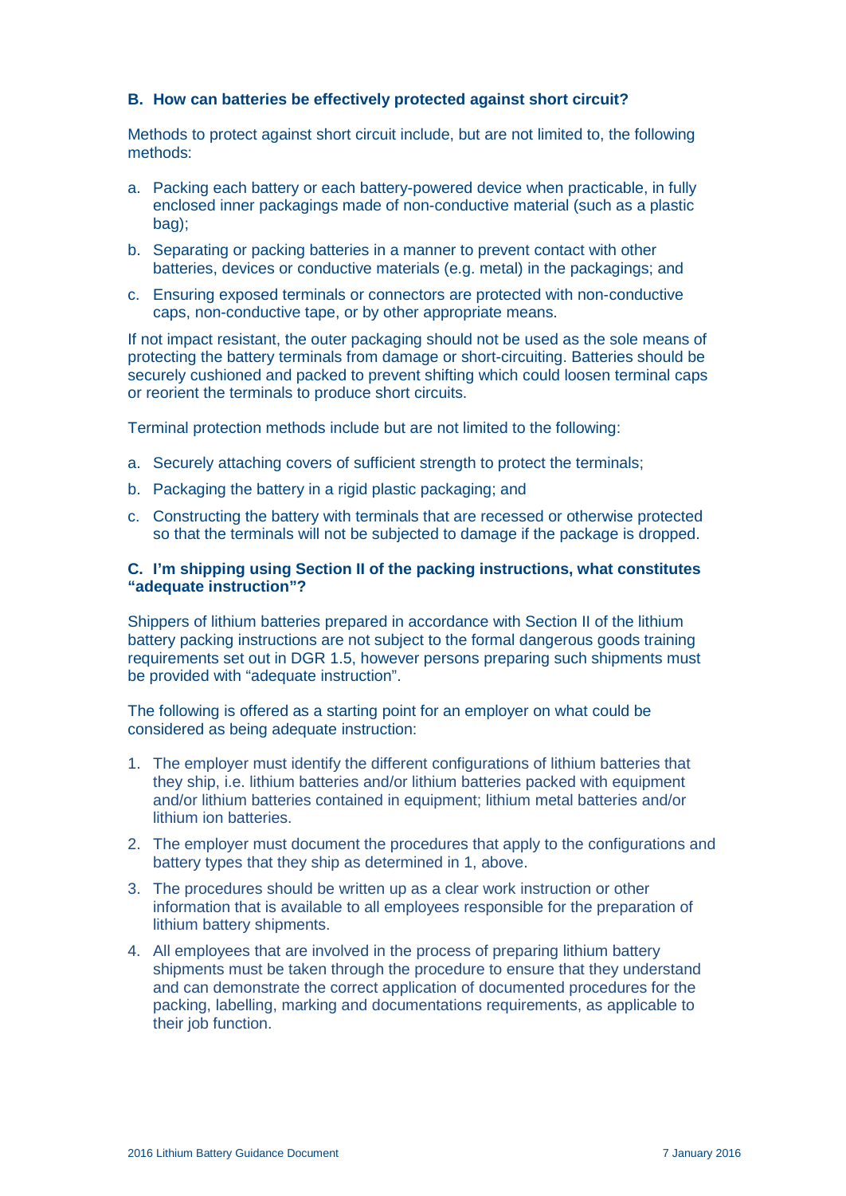### B. How can batteries be effectively protected against short circuit?

Methods to protect against short circuit include, but are not limited to, the following methods:

a. Packing each battery or each battery-powered device when practicable, in fully enclosed inner packagings made of non-conductive material (such as a plastic bag);
b. Separating or packing batteries in a manner to prevent contact with other batteries, devices or conductive materials (e.g. metal) in the packagings; and
c. Ensuring exposed terminals or connectors are protected with non-conductive caps, non-conductive tape, or by other appropriate means.

If not impact resistant, the outer packaging should not be used as the sole means of protecting the battery terminals from damage or short-circuiting. Batteries should be securely cushioned and packed to prevent shifting which could loosen terminal caps or reorient the terminals to produce short circuits.

Terminal protection methods include but are not limited to the following:

a. Securely attaching covers of sufficient strength to protect the terminals;
b. Packaging the battery in a rigid plastic packaging; and
c. Constructing the battery with terminals that are recessed or otherwise protected so that the terminals will not be subjected to damage if the package is dropped.

### C. I'm shipping using Section II of the packing instructions, what constitutes "adequate instruction"?

Shippers of lithium batteries prepared in accordance with Section II of the lithium battery packing instructions are not subject to the formal dangerous goods training requirements set out in DGR 1.5, however persons preparing such shipments must be provided with "adequate instruction".

The following is offered as a starting point for an employer on what could be considered as being adequate instruction:

1. The employer must identify the different configurations of lithium batteries that they ship, i.e. lithium batteries and/or lithium batteries packed with equipment and/or lithium batteries contained in equipment; lithium metal batteries and/or lithium ion batteries.
2. The employer must document the procedures that apply to the configurations and battery types that they ship as determined in 1, above.
3. The procedures should be written up as a clear work instruction or other information that is available to all employees responsible for the preparation of lithium battery shipments.
4. All employees that are involved in the process of preparing lithium battery shipments must be taken through the procedure to ensure that they understand and can demonstrate the correct application of documented procedures for the packing, labelling, marking and documentations requirements, as applicable to their job function.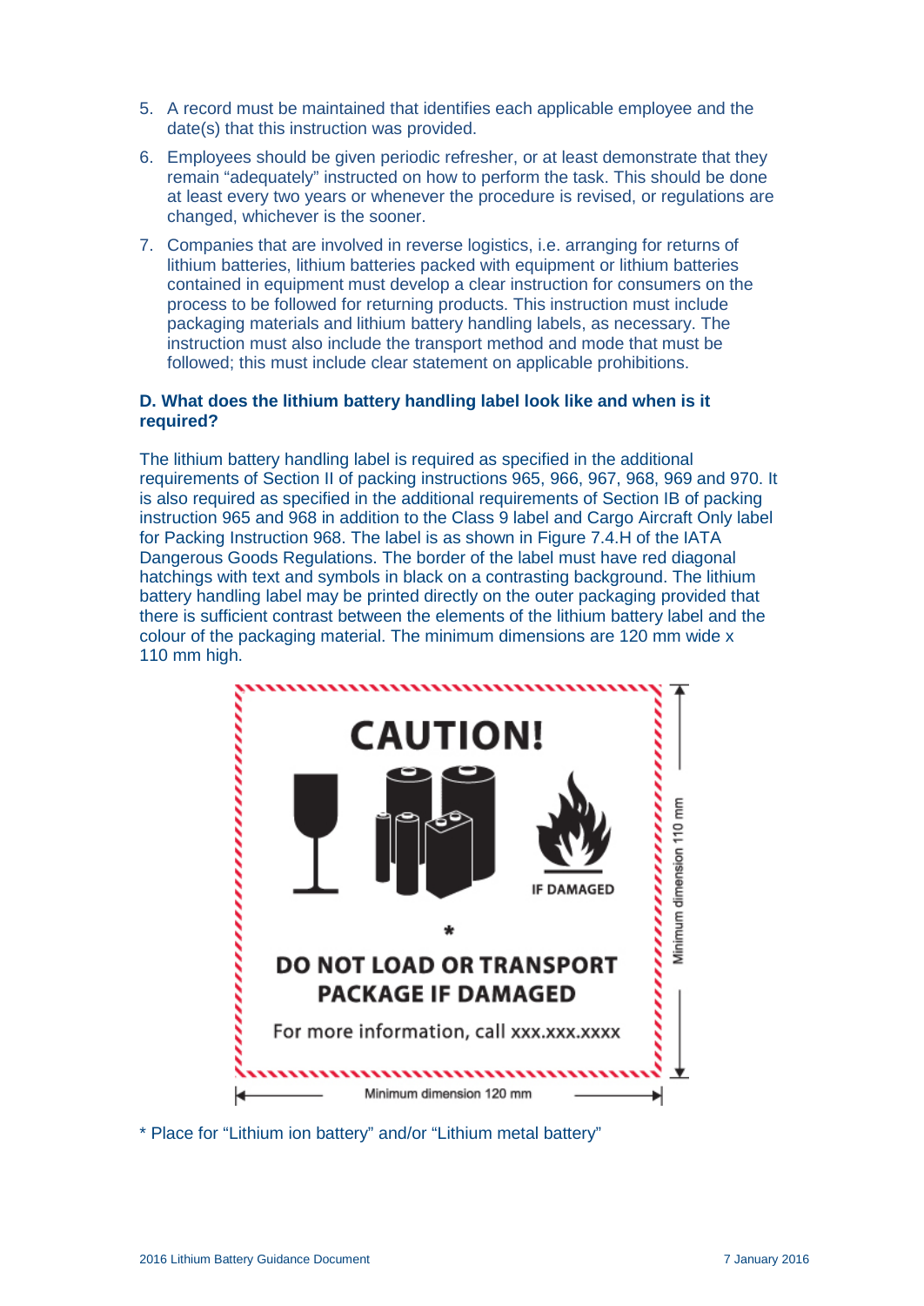5. A record must be maintained that identifies each applicable employee and the date(s) that this instruction was provided.

6. Employees should be given periodic refresher, or at least demonstrate that they remain "adequately" instructed on how to perform the task. This should be done at least every two years or whenever the procedure is revised, or regulations are changed, whichever is the sooner.

7. Companies that are involved in reverse logistics, i.e. arranging for returns of lithium batteries, lithium batteries packed with equipment or lithium batteries contained in equipment must develop a clear instruction for consumers on the process to be followed for returning products. This instruction must include packaging materials and lithium battery handling labels, as necessary. The instruction must also include the transport method and mode that must be followed; this must include clear statement on applicable prohibitions.

### D. What does the lithium battery handling label look like and when is it required?

The lithium battery handling label is required as specified in the additional requirements of Section II of packing instructions 965, 966, 967, 968, 969 and 970. It is also required as specified in the additional requirements of Section IB of packing instruction 965 and 968 in addition to the Class 9 label and Cargo Aircraft Only label for Packing Instruction 968. The label is as shown in Figure 7.4.H of the IATA Dangerous Goods Regulations. The border of the label must have red diagonal hatchings with text and symbols in black on a contrasting background. The lithium battery handling label may be printed directly on the outer packaging provided that there is sufficient contrast between the elements of the lithium battery label and the colour of the packaging material. The minimum dimensions are 120 mm wide x 110 mm high.

CAUTION!

IF DAMAGED

*

DO NOT LOAD OR TRANSPORT PACKAGE IF DAMAGED

For more information, call xxx.xxx.xxxx

Minimum dimension 110 mm

Minimum dimension 120 mm

* Place for "Lithium ion battery" and/or "Lithium metal battery"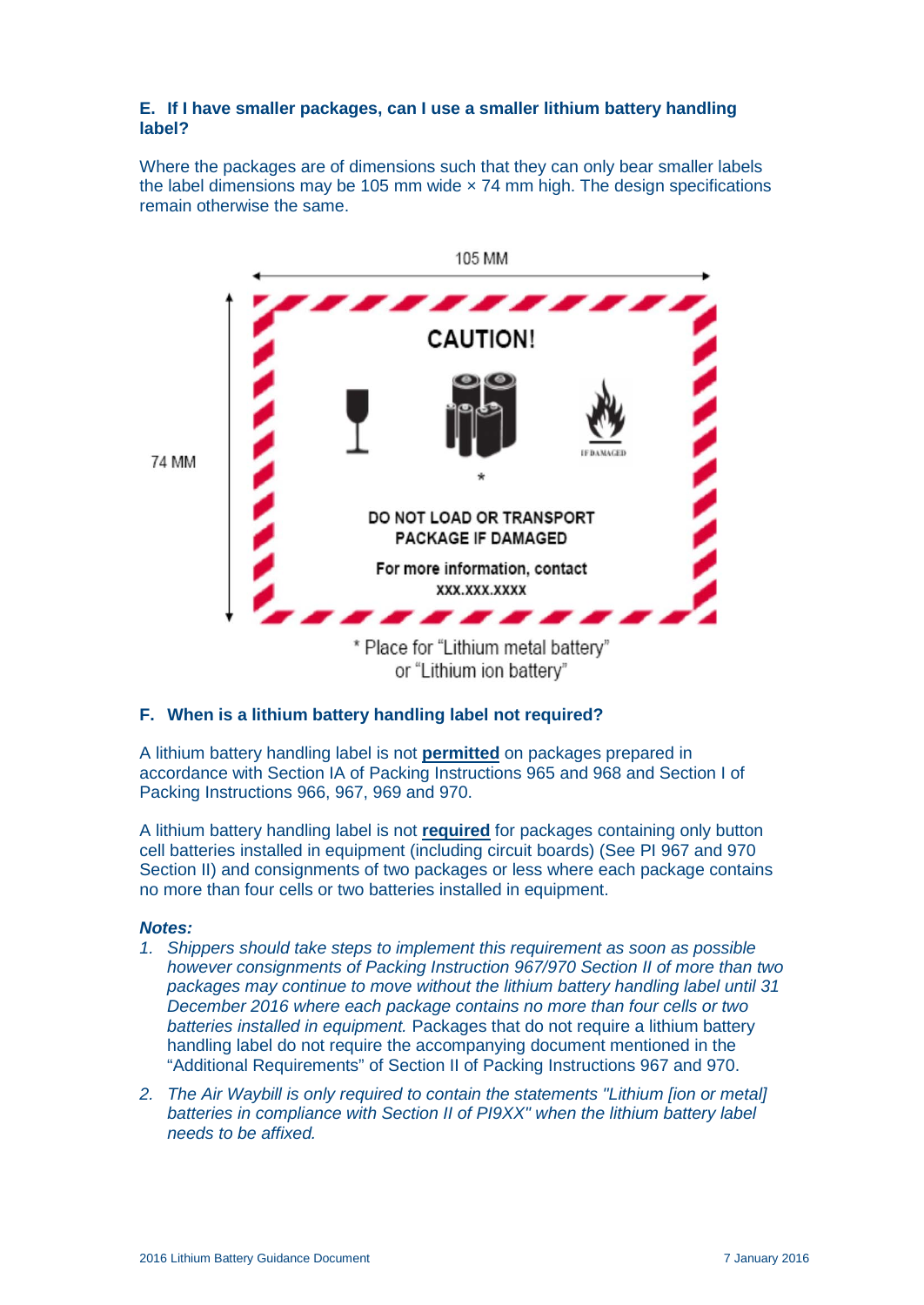**E. If I have smaller packages, can I use a smaller lithium battery handling label?**

Where the packages are of dimensions such that they can only bear smaller labels the label dimensions may be 105 mm wide × 74 mm high. The design specifications remain otherwise the same.

105 MM

74 MM

CAUTION!

IF DAMAGED

*

DO NOT LOAD OR TRANSPORT PACKAGE IF DAMAGED

For more information, contact XXX.XXX.XXXX

* Place for "Lithium metal battery" or "Lithium ion battery"

**F. When is a lithium battery handling label not required?**

A lithium battery handling label is not **permitted** on packages prepared in accordance with Section IA of Packing Instructions 965 and 968 and Section I of Packing Instructions 966, 967, 969 and 970.

A lithium battery handling label is not **required** for packages containing only button cell batteries installed in equipment (including circuit boards) (See PI 967 and 970 Section II) and consignments of two packages or less where each package contains no more than four cells or two batteries installed in equipment.

***Notes:***

1. *Shippers should take steps to implement this requirement as soon as possible however consignments of Packing Instruction 967/970 Section II of more than two packages may continue to move without the lithium battery handling label until 31 December 2016 where each package contains no more than four cells or two batteries installed in equipment.* Packages that do not require a lithium battery handling label do not require the accompanying document mentioned in the "Additional Requirements" of Section II of Packing Instructions 967 and 970.
2. *The Air Waybill is only required to contain the statements "Lithium [ion or metal] batteries in compliance with Section II of PI9XX" when the lithium battery label needs to be affixed.*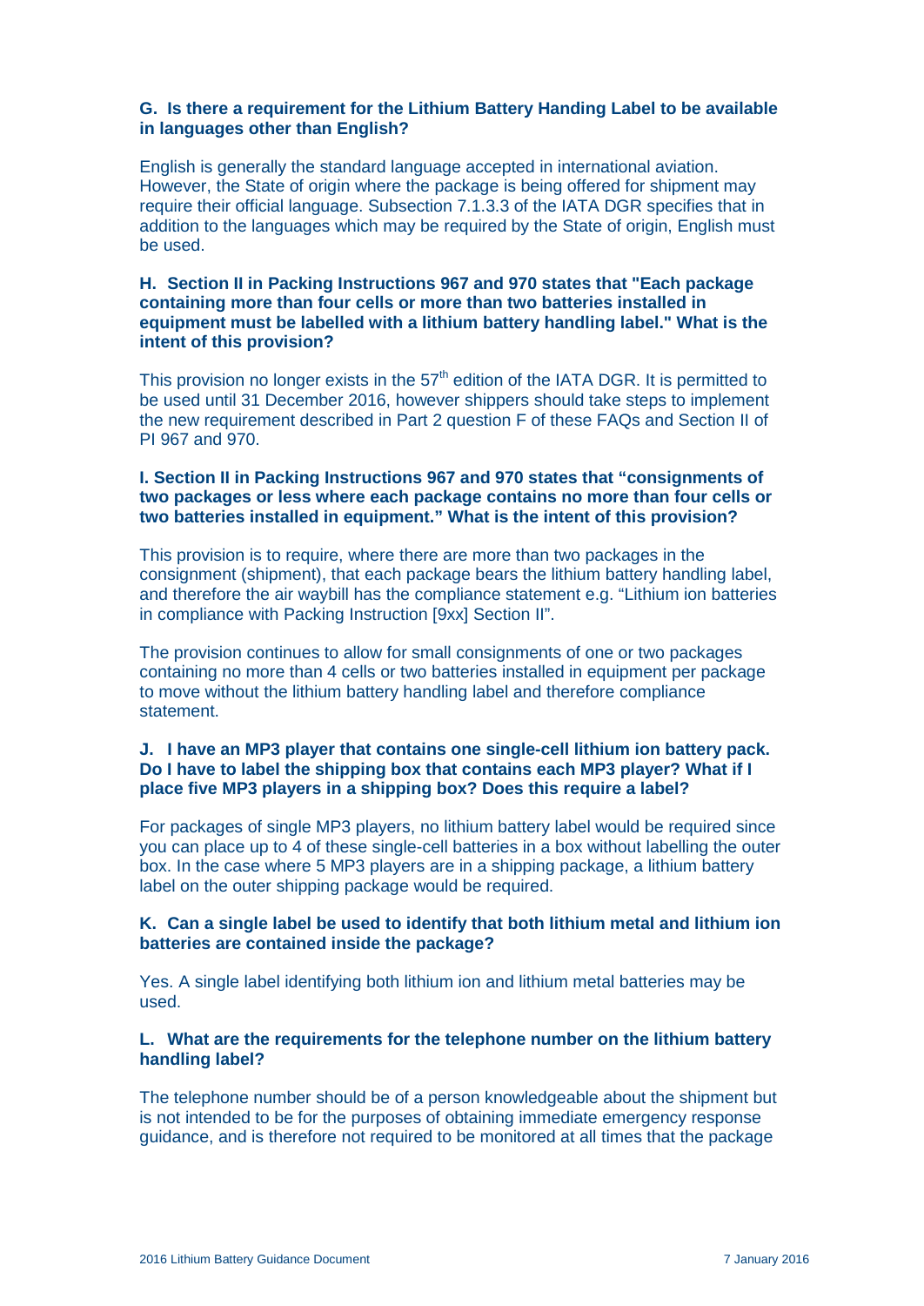**G. Is there a requirement for the Lithium Battery Handing Label to be available in languages other than English?**

English is generally the standard language accepted in international aviation. However, the State of origin where the package is being offered for shipment may require their official language. Subsection 7.1.3.3 of the IATA DGR specifies that in addition to the languages which may be required by the State of origin, English must be used.

**H. Section II in Packing Instructions 967 and 970 states that "Each package containing more than four cells or more than two batteries installed in equipment must be labelled with a lithium battery handling label." What is the intent of this provision?**

This provision no longer exists in the 57th edition of the IATA DGR. It is permitted to be used until 31 December 2016, however shippers should take steps to implement the new requirement described in Part 2 question F of these FAQs and Section II of PI 967 and 970.

**I. Section II in Packing Instructions 967 and 970 states that "consignments of two packages or less where each package contains no more than four cells or two batteries installed in equipment." What is the intent of this provision?**

This provision is to require, where there are more than two packages in the consignment (shipment), that each package bears the lithium battery handling label, and therefore the air waybill has the compliance statement e.g. "Lithium ion batteries in compliance with Packing Instruction [9xx] Section II".

The provision continues to allow for small consignments of one or two packages containing no more than 4 cells or two batteries installed in equipment per package to move without the lithium battery handling label and therefore compliance statement.

**J. I have an MP3 player that contains one single-cell lithium ion battery pack. Do I have to label the shipping box that contains each MP3 player? What if I place five MP3 players in a shipping box? Does this require a label?**

For packages of single MP3 players, no lithium battery label would be required since you can place up to 4 of these single-cell batteries in a box without labelling the outer box. In the case where 5 MP3 players are in a shipping package, a lithium battery label on the outer shipping package would be required.

**K. Can a single label be used to identify that both lithium metal and lithium ion batteries are contained inside the package?**

Yes. A single label identifying both lithium ion and lithium metal batteries may be used.

**L. What are the requirements for the telephone number on the lithium battery handling label?**

The telephone number should be of a person knowledgeable about the shipment but is not intended to be for the purposes of obtaining immediate emergency response guidance, and is therefore not required to be monitored at all times that the package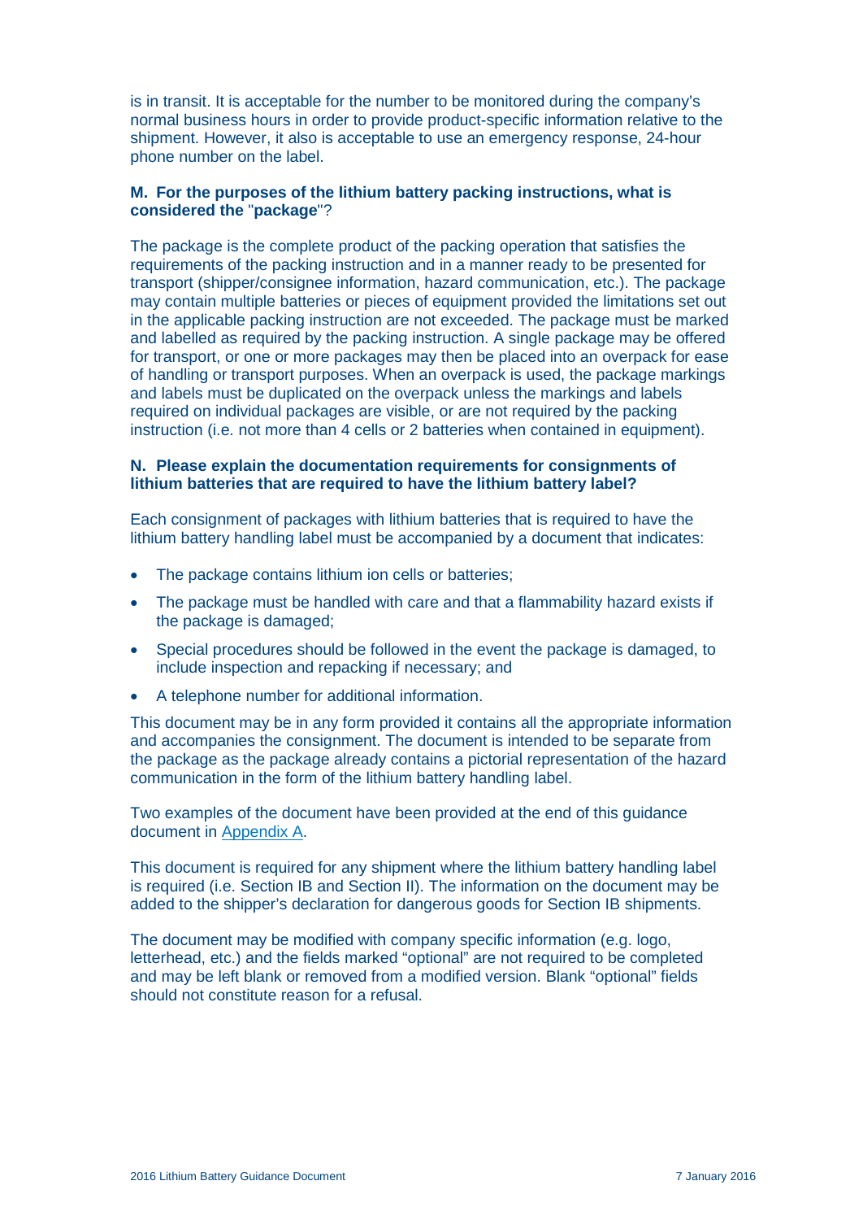is in transit. It is acceptable for the number to be monitored during the company's normal business hours in order to provide product-specific information relative to the shipment. However, it also is acceptable to use an emergency response, 24-hour phone number on the label.

### M. For the purposes of the lithium battery packing instructions, what is considered the "package"?

The package is the complete product of the packing operation that satisfies the requirements of the packing instruction and in a manner ready to be presented for transport (shipper/consignee information, hazard communication, etc.). The package may contain multiple batteries or pieces of equipment provided the limitations set out in the applicable packing instruction are not exceeded. The package must be marked and labelled as required by the packing instruction. A single package may be offered for transport, or one or more packages may then be placed into an overpack for ease of handling or transport purposes. When an overpack is used, the package markings and labels must be duplicated on the overpack unless the markings and labels required on individual packages are visible, or are not required by the packing instruction (i.e. not more than 4 cells or 2 batteries when contained in equipment).

### N. Please explain the documentation requirements for consignments of lithium batteries that are required to have the lithium battery label?

Each consignment of packages with lithium batteries that is required to have the lithium battery handling label must be accompanied by a document that indicates:

- The package contains lithium ion cells or batteries;
- The package must be handled with care and that a flammability hazard exists if the package is damaged;
- Special procedures should be followed in the event the package is damaged, to include inspection and repacking if necessary; and
- A telephone number for additional information.

This document may be in any form provided it contains all the appropriate information and accompanies the consignment. The document is intended to be separate from the package as the package already contains a pictorial representation of the hazard communication in the form of the lithium battery handling label.

Two examples of the document have been provided at the end of this guidance document in Appendix A.

This document is required for any shipment where the lithium battery handling label is required (i.e. Section IB and Section II). The information on the document may be added to the shipper's declaration for dangerous goods for Section IB shipments.

The document may be modified with company specific information (e.g. logo, letterhead, etc.) and the fields marked "optional" are not required to be completed and may be left blank or removed from a modified version. Blank "optional" fields should not constitute reason for a refusal.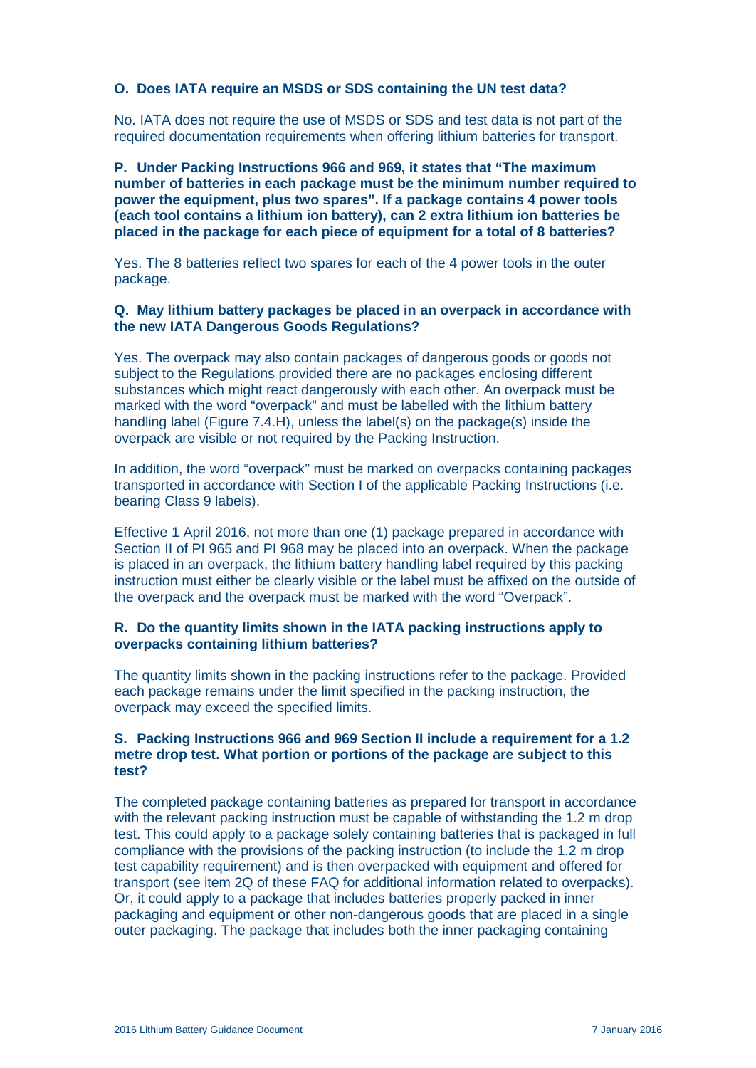**O. Does IATA require an MSDS or SDS containing the UN test data?**

No. IATA does not require the use of MSDS or SDS and test data is not part of the required documentation requirements when offering lithium batteries for transport.

**P. Under Packing Instructions 966 and 969, it states that "The maximum number of batteries in each package must be the minimum number required to power the equipment, plus two spares". If a package contains 4 power tools (each tool contains a lithium ion battery), can 2 extra lithium ion batteries be placed in the package for each piece of equipment for a total of 8 batteries?**

Yes. The 8 batteries reflect two spares for each of the 4 power tools in the outer package.

**Q. May lithium battery packages be placed in an overpack in accordance with the new IATA Dangerous Goods Regulations?**

Yes. The overpack may also contain packages of dangerous goods or goods not subject to the Regulations provided there are no packages enclosing different substances which might react dangerously with each other. An overpack must be marked with the word "overpack" and must be labelled with the lithium battery handling label (Figure 7.4.H), unless the label(s) on the package(s) inside the overpack are visible or not required by the Packing Instruction.

In addition, the word "overpack" must be marked on overpacks containing packages transported in accordance with Section I of the applicable Packing Instructions (i.e. bearing Class 9 labels).

Effective 1 April 2016, not more than one (1) package prepared in accordance with Section II of PI 965 and PI 968 may be placed into an overpack. When the package is placed in an overpack, the lithium battery handling label required by this packing instruction must either be clearly visible or the label must be affixed on the outside of the overpack and the overpack must be marked with the word "Overpack".

**R. Do the quantity limits shown in the IATA packing instructions apply to overpacks containing lithium batteries?**

The quantity limits shown in the packing instructions refer to the package. Provided each package remains under the limit specified in the packing instruction, the overpack may exceed the specified limits.

**S. Packing Instructions 966 and 969 Section II include a requirement for a 1.2 metre drop test. What portion or portions of the package are subject to this test?**

The completed package containing batteries as prepared for transport in accordance with the relevant packing instruction must be capable of withstanding the 1.2 m drop test. This could apply to a package solely containing batteries that is packaged in full compliance with the provisions of the packing instruction (to include the 1.2 m drop test capability requirement) and is then overpacked with equipment and offered for transport (see item 2Q of these FAQ for additional information related to overpacks). Or, it could apply to a package that includes batteries properly packed in inner packaging and equipment or other non-dangerous goods that are placed in a single outer packaging. The package that includes both the inner packaging containing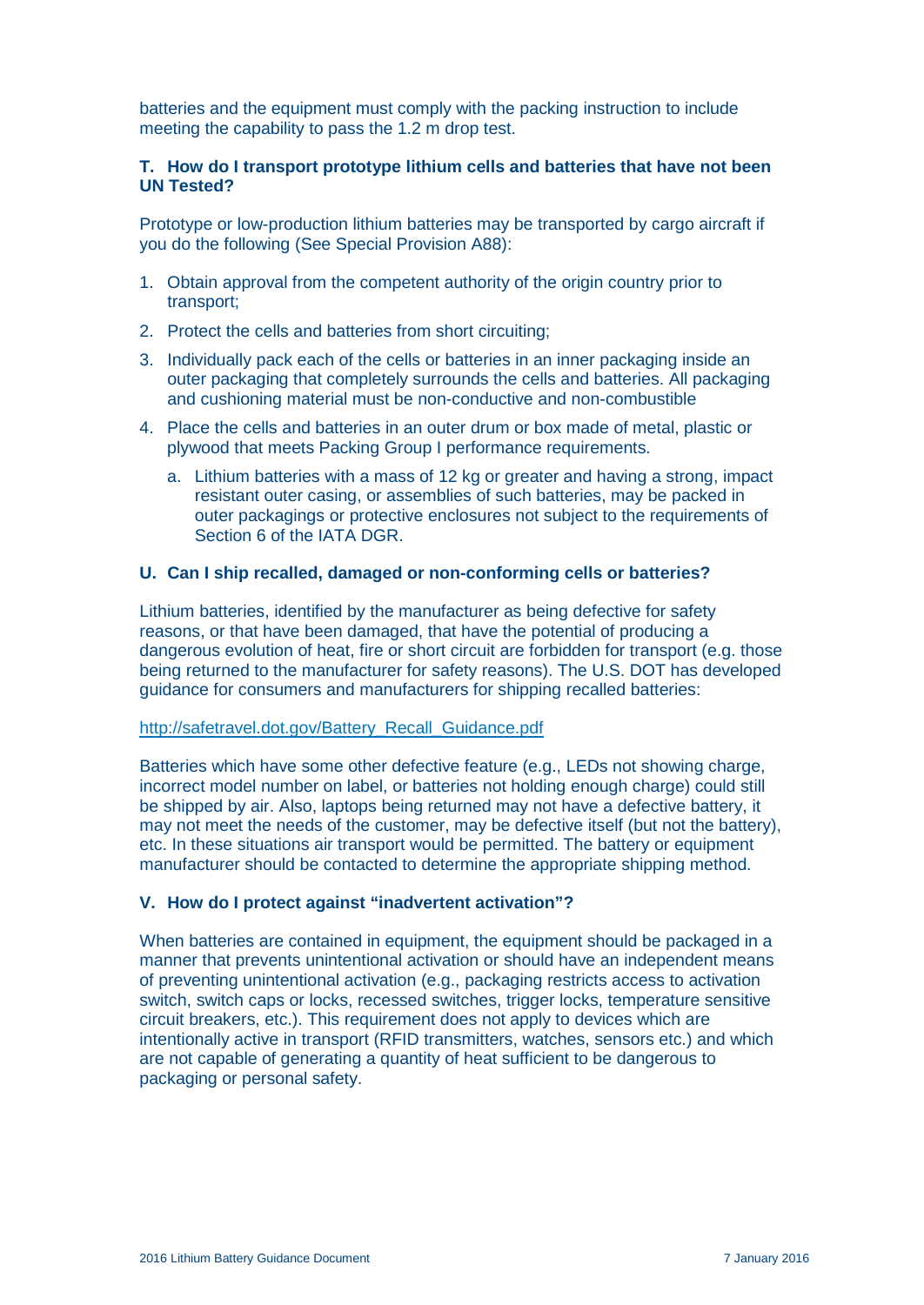batteries and the equipment must comply with the packing instruction to include meeting the capability to pass the 1.2 m drop test.

### T. How do I transport prototype lithium cells and batteries that have not been UN Tested?

Prototype or low-production lithium batteries may be transported by cargo aircraft if you do the following (See Special Provision A88):

1. Obtain approval from the competent authority of the origin country prior to transport;
2. Protect the cells and batteries from short circuiting;
3. Individually pack each of the cells or batteries in an inner packaging inside an outer packaging that completely surrounds the cells and batteries. All packaging and cushioning material must be non-conductive and non-combustible
4. Place the cells and batteries in an outer drum or box made of metal, plastic or plywood that meets Packing Group I performance requirements.
   a. Lithium batteries with a mass of 12 kg or greater and having a strong, impact resistant outer casing, or assemblies of such batteries, may be packed in outer packagings or protective enclosures not subject to the requirements of Section 6 of the IATA DGR.

### U. Can I ship recalled, damaged or non-conforming cells or batteries?

Lithium batteries, identified by the manufacturer as being defective for safety reasons, or that have been damaged, that have the potential of producing a dangerous evolution of heat, fire or short circuit are forbidden for transport (e.g. those being returned to the manufacturer for safety reasons). The U.S. DOT has developed guidance for consumers and manufacturers for shipping recalled batteries:

http://safetravel.dot.gov/Battery_Recall_Guidance.pdf

Batteries which have some other defective feature (e.g., LEDs not showing charge, incorrect model number on label, or batteries not holding enough charge) could still be shipped by air. Also, laptops being returned may not have a defective battery, it may not meet the needs of the customer, may be defective itself (but not the battery), etc. In these situations air transport would be permitted. The battery or equipment manufacturer should be contacted to determine the appropriate shipping method.

### V. How do I protect against "inadvertent activation"?

When batteries are contained in equipment, the equipment should be packaged in a manner that prevents unintentional activation or should have an independent means of preventing unintentional activation (e.g., packaging restricts access to activation switch, switch caps or locks, recessed switches, trigger locks, temperature sensitive circuit breakers, etc.). This requirement does not apply to devices which are intentionally active in transport (RFID transmitters, watches, sensors etc.) and which are not capable of generating a quantity of heat sufficient to be dangerous to packaging or personal safety.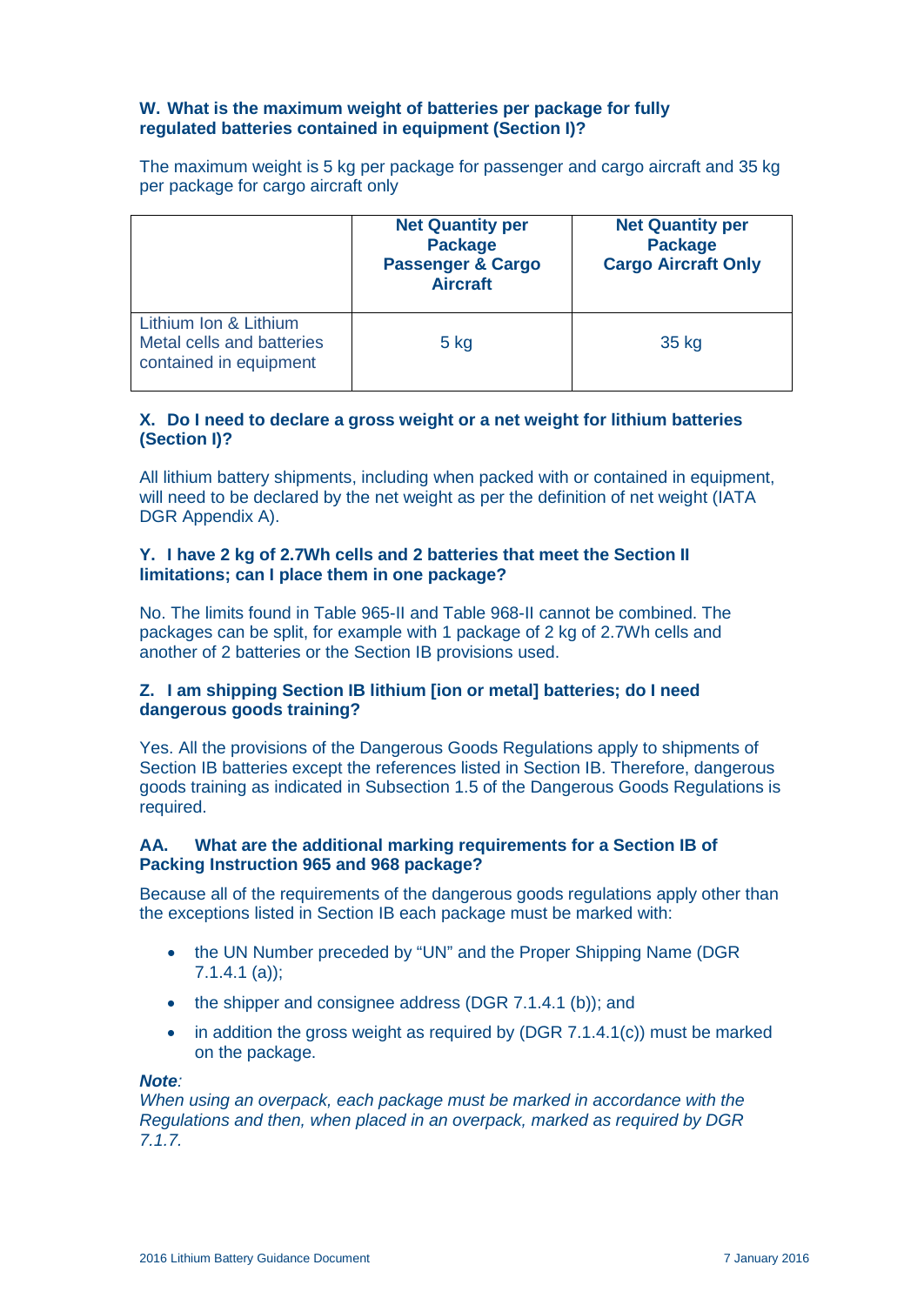### W. What is the maximum weight of batteries per package for fully regulated batteries contained in equipment (Section I)?

The maximum weight is 5 kg per package for passenger and cargo aircraft and 35 kg per package for cargo aircraft only

| | Net Quantity per Package Passenger & Cargo Aircraft | Net Quantity per Package Cargo Aircraft Only |
|---|---|---|
| Lithium Ion & Lithium Metal cells and batteries contained in equipment | 5 kg | 35 kg |

### X. Do I need to declare a gross weight or a net weight for lithium batteries (Section I)?

All lithium battery shipments, including when packed with or contained in equipment, will need to be declared by the net weight as per the definition of net weight (IATA DGR Appendix A).

### Y. I have 2 kg of 2.7Wh cells and 2 batteries that meet the Section II limitations; can I place them in one package?

No. The limits found in Table 965-II and Table 968-II cannot be combined. The packages can be split, for example with 1 package of 2 kg of 2.7Wh cells and another of 2 batteries or the Section IB provisions used.

### Z. I am shipping Section IB lithium [ion or metal] batteries; do I need dangerous goods training?

Yes. All the provisions of the Dangerous Goods Regulations apply to shipments of Section IB batteries except the references listed in Section IB. Therefore, dangerous goods training as indicated in Subsection 1.5 of the Dangerous Goods Regulations is required.

### AA. What are the additional marking requirements for a Section IB of Packing Instruction 965 and 968 package?

Because all of the requirements of the dangerous goods regulations apply other than the exceptions listed in Section IB each package must be marked with:

- the UN Number preceded by "UN" and the Proper Shipping Name (DGR 7.1.4.1 (a));
- the shipper and consignee address (DGR 7.1.4.1 (b)); and
- in addition the gross weight as required by (DGR 7.1.4.1(c)) must be marked on the package.

***Note**:*
*When using an overpack, each package must be marked in accordance with the Regulations and then, when placed in an overpack, marked as required by DGR 7.1.7.*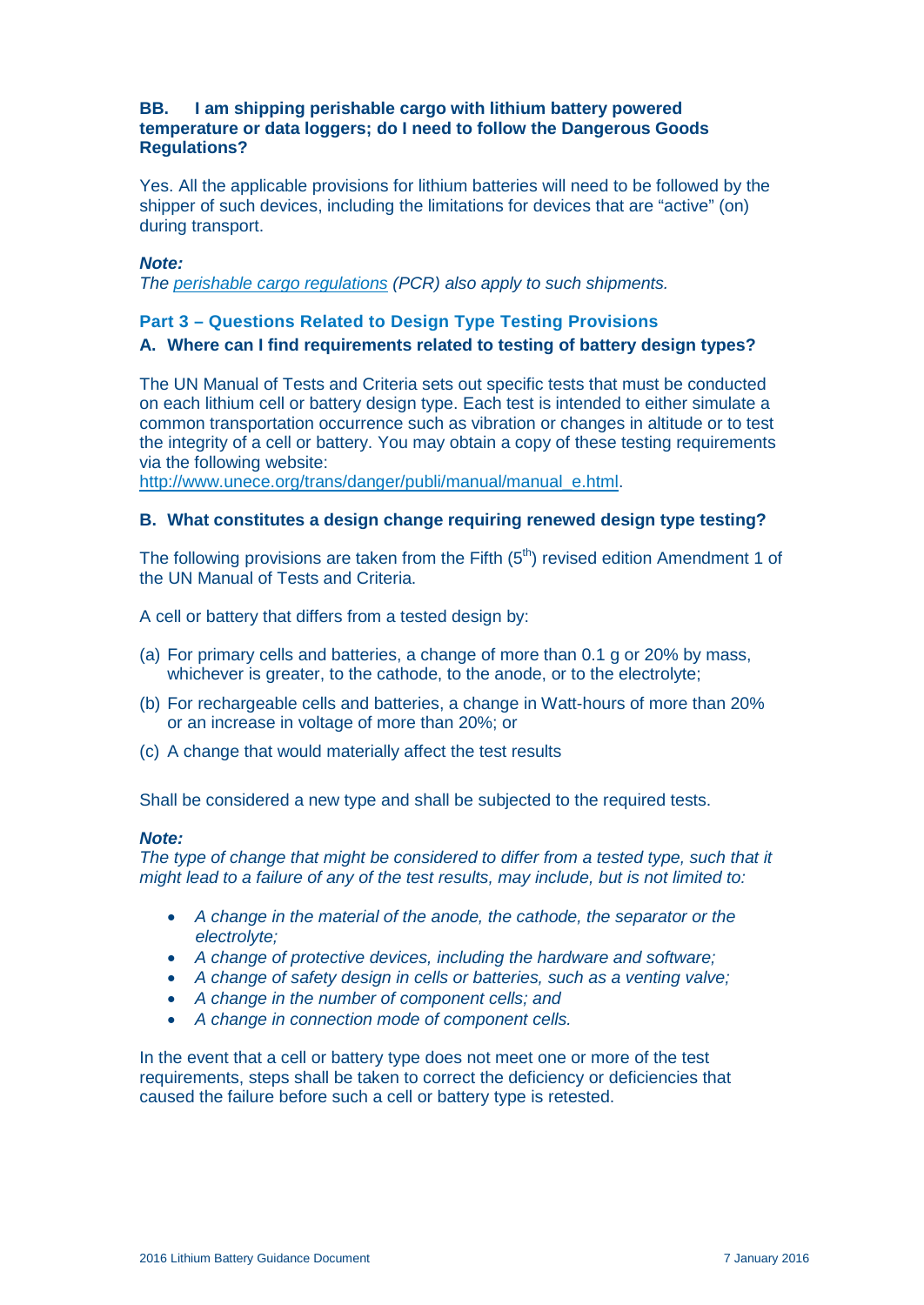**BB. I am shipping perishable cargo with lithium battery powered temperature or data loggers; do I need to follow the Dangerous Goods Regulations?**

Yes. All the applicable provisions for lithium batteries will need to be followed by the shipper of such devices, including the limitations for devices that are "active" (on) during transport.

***Note:***

*The [perishable cargo regulations](perishable cargo regulations) (PCR) also apply to such shipments.*

## Part 3 – Questions Related to Design Type Testing Provisions

### A. Where can I find requirements related to testing of battery design types?

The UN Manual of Tests and Criteria sets out specific tests that must be conducted on each lithium cell or battery design type. Each test is intended to either simulate a common transportation occurrence such as vibration or changes in altitude or to test the integrity of a cell or battery. You may obtain a copy of these testing requirements via the following website:
[http://www.unece.org/trans/danger/publi/manual/manual_e.html](http://www.unece.org/trans/danger/publi/manual/manual_e.html).

### B. What constitutes a design change requiring renewed design type testing?

The following provisions are taken from the Fifth (5th) revised edition Amendment 1 of the UN Manual of Tests and Criteria.

A cell or battery that differs from a tested design by:

(a) For primary cells and batteries, a change of more than 0.1 g or 20% by mass, whichever is greater, to the cathode, to the anode, or to the electrolyte;

(b) For rechargeable cells and batteries, a change in Watt-hours of more than 20% or an increase in voltage of more than 20%; or

(c) A change that would materially affect the test results

Shall be considered a new type and shall be subjected to the required tests.

***Note:***

*The type of change that might be considered to differ from a tested type, such that it might lead to a failure of any of the test results, may include, but is not limited to:*

- *A change in the material of the anode, the cathode, the separator or the electrolyte;*
- *A change of protective devices, including the hardware and software;*
- *A change of safety design in cells or batteries, such as a venting valve;*
- *A change in the number of component cells; and*
- *A change in connection mode of component cells.*

In the event that a cell or battery type does not meet one or more of the test requirements, steps shall be taken to correct the deficiency or deficiencies that caused the failure before such a cell or battery type is retested.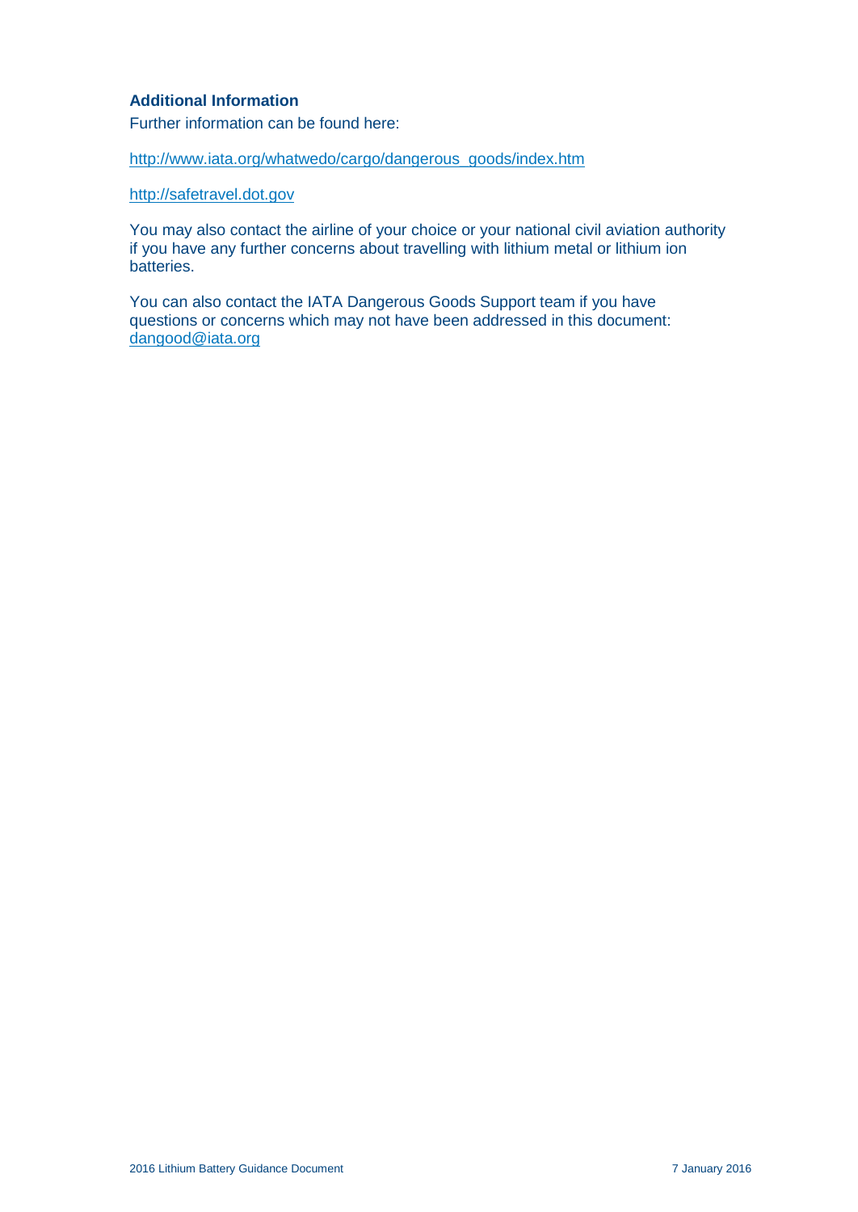## Additional Information

Further information can be found here:

http://www.iata.org/whatwedo/cargo/dangerous_goods/index.htm

http://safetravel.dot.gov

You may also contact the airline of your choice or your national civil aviation authority if you have any further concerns about travelling with lithium metal or lithium ion batteries.

You can also contact the IATA Dangerous Goods Support team if you have questions or concerns which may not have been addressed in this document: dangood@iata.org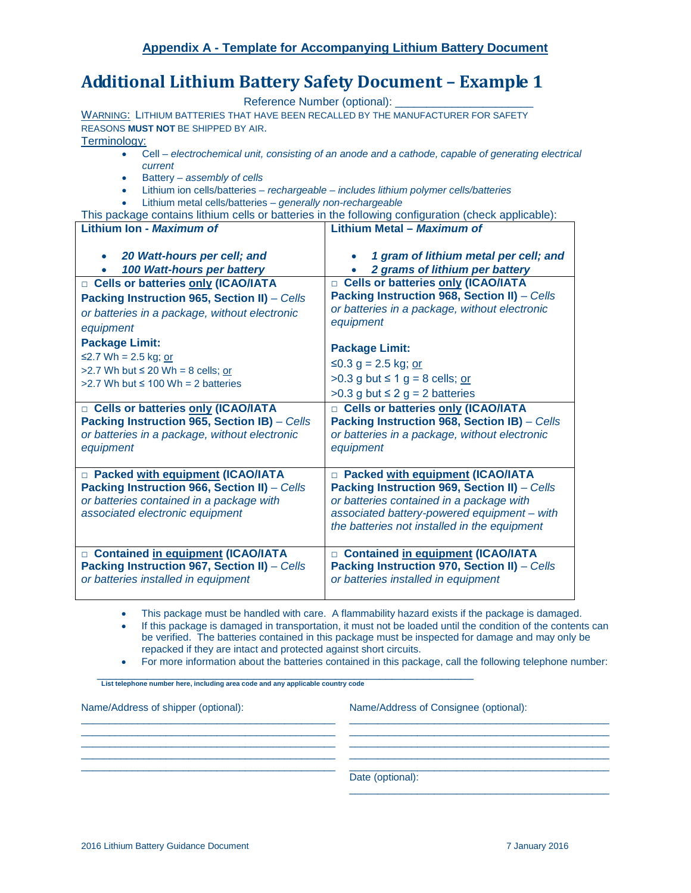## Appendix A - Template for Accompanying Lithium Battery Document

# Additional Lithium Battery Safety Document – Example 1

Reference Number (optional): _____________________

WARNING: LITHIUM BATTERIES THAT HAVE BEEN RECALLED BY THE MANUFACTURER FOR SAFETY REASONS **MUST NOT** BE SHIPPED BY AIR.

Terminology:

- Cell – *electrochemical unit, consisting of an anode and a cathode, capable of generating electrical current*
- Battery – *assembly of cells*
- Lithium ion cells/batteries – *rechargeable – includes lithium polymer cells/batteries*
- Lithium metal cells/batteries – *generally non-rechargeable*

This package contains lithium cells or batteries in the following configuration (check applicable):

| **Lithium Ion - *Maximum of*** <br> • ***20 Watt-hours per cell; and*** <br> • ***100 Watt-hours per battery*** | **Lithium Metal – *Maximum of*** <br> • ***1 gram of lithium metal per cell; and*** <br> • ***2 grams of lithium per battery*** |
|---|---|
| □ **Cells or batteries only (ICAO/IATA Packing Instruction 965, Section II)** – *Cells or batteries in a package, without electronic equipment* <br> **Package Limit:** <br> ≤2.7 Wh = 2.5 kg; or <br> >2.7 Wh but ≤ 20 Wh = 8 cells; or <br> >2.7 Wh but ≤ 100 Wh = 2 batteries | □ **Cells or batteries only (ICAO/IATA Packing Instruction 968, Section II)** – *Cells or batteries in a package, without electronic equipment* <br> **Package Limit:** <br> ≤0.3 g = 2.5 kg; or <br> >0.3 g but ≤ 1 g = 8 cells; or <br> >0.3 g but ≤ 2 g = 2 batteries |
| □ **Cells or batteries only (ICAO/IATA Packing Instruction 965, Section IB)** – *Cells or batteries in a package, without electronic equipment* | □ **Cells or batteries only (ICAO/IATA Packing Instruction 968, Section IB)** – *Cells or batteries in a package, without electronic equipment* |
| □ **Packed with equipment (ICAO/IATA Packing Instruction 966, Section II)** – *Cells or batteries contained in a package with associated electronic equipment* | □ **Packed with equipment (ICAO/IATA Packing Instruction 969, Section II)** – *Cells or batteries contained in a package with associated battery-powered equipment – with the batteries not installed in the equipment* |
| □ **Contained in equipment (ICAO/IATA Packing Instruction 967, Section II)** – *Cells or batteries installed in equipment* | □ **Contained in equipment (ICAO/IATA Packing Instruction 970, Section II)** – *Cells or batteries installed in equipment* |

- This package must be handled with care. A flammability hazard exists if the package is damaged.
- If this package is damaged in transportation, it must not be loaded until the condition of the contents can be verified. The batteries contained in this package must be inspected for damage and may only be repacked if they are intact and protected against short circuits.
- For more information about the batteries contained in this package, call the following telephone number:

_______________________________________________

**List telephone number here, including area code and any applicable country code**

Name/Address of shipper (optional):

_______________________________________________
_______________________________________________
_______________________________________________
_______________________________________________
_______________________________________________

Name/Address of Consignee (optional):

_______________________________________________
_______________________________________________
_______________________________________________
_______________________________________________
_______________________________________________

Date (optional):

_______________________________________________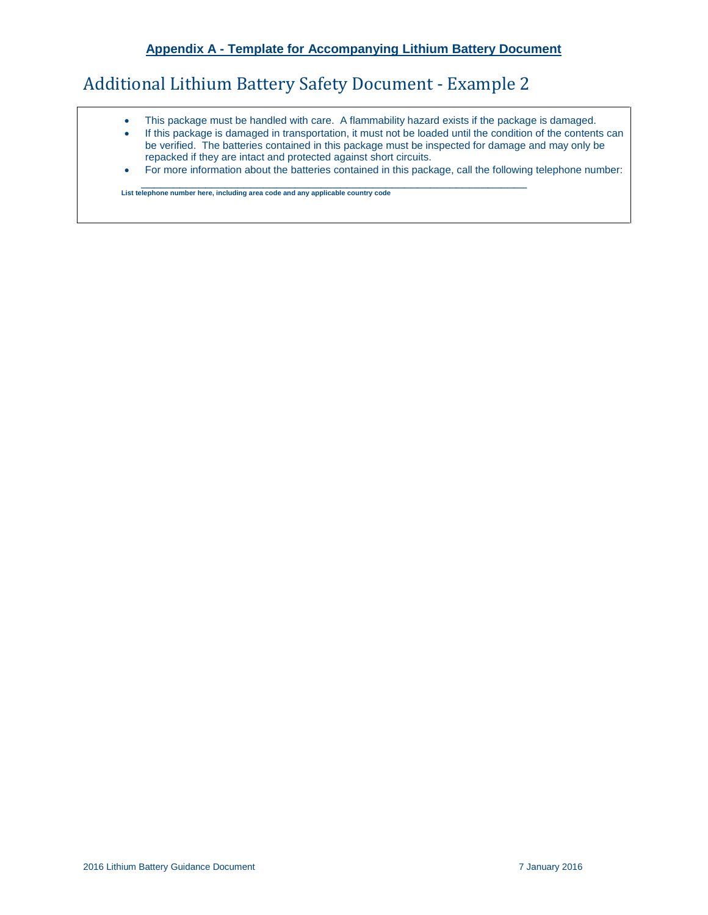**Appendix A - Template for Accompanying Lithium Battery Document**

# Additional Lithium Battery Safety Document - Example 2

- This package must be handled with care. A flammability hazard exists if the package is damaged.
- If this package is damaged in transportation, it must not be loaded until the condition of the contents can be verified. The batteries contained in this package must be inspected for damage and may only be repacked if they are intact and protected against short circuits.
- For more information about the batteries contained in this package, call the following telephone number:

_______________________________________________________________________

**List telephone number here, including area code and any applicable country code**